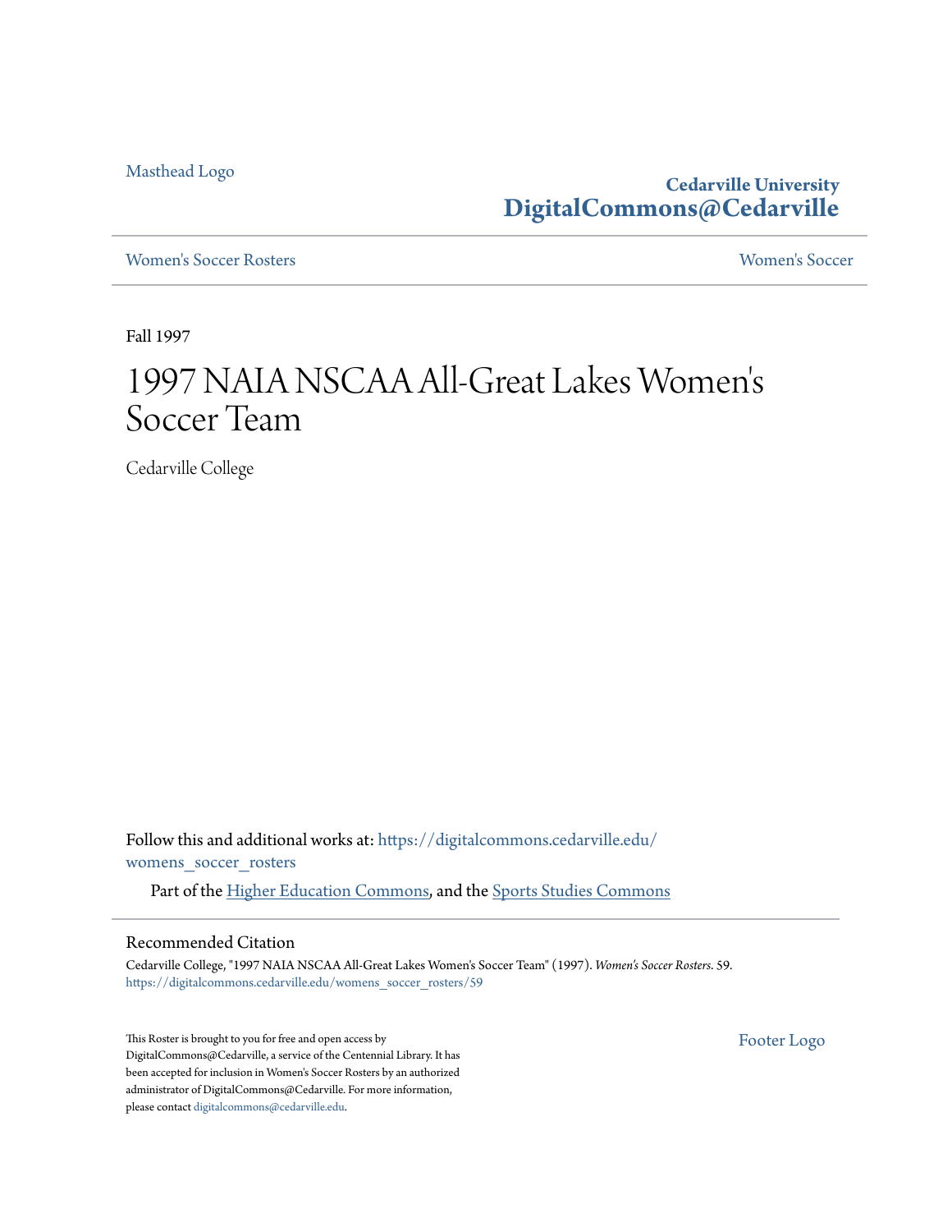Masthead Logo

**Cedarville University**
**DigitalCommons@Cedarville**

Women's Soccer Rosters | Women's Soccer

Fall 1997

# 1997 NAIA NSCAA All-Great Lakes Women's Soccer Team

Cedarville College

Follow this and additional works at: https://digitalcommons.cedarville.edu/womens_soccer_rosters

Part of the Higher Education Commons, and the Sports Studies Commons

## Recommended Citation

Cedarville College, "1997 NAIA NSCAA All-Great Lakes Women's Soccer Team" (1997). *Women's Soccer Rosters*. 59.
https://digitalcommons.cedarville.edu/womens_soccer_rosters/59

This Roster is brought to you for free and open access by DigitalCommons@Cedarville, a service of the Centennial Library. It has been accepted for inclusion in Women's Soccer Rosters by an authorized administrator of DigitalCommons@Cedarville. For more information, please contact digitalcommons@cedarville.edu.

Footer Logo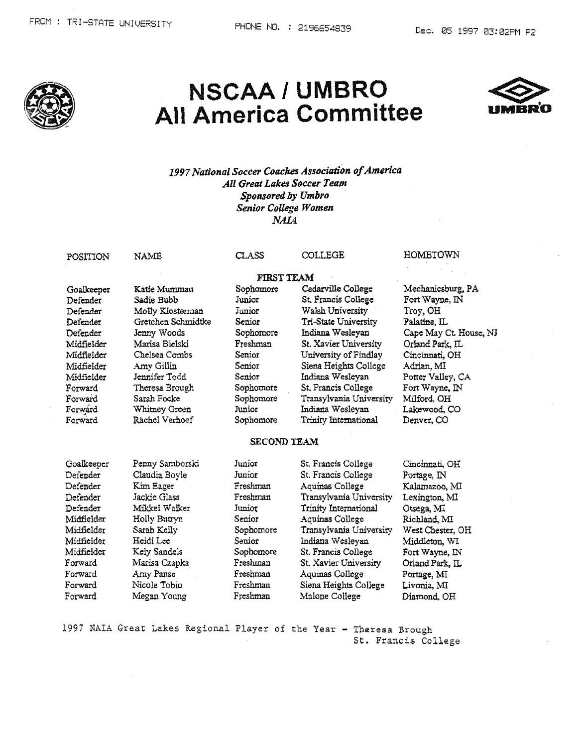# NSCAA / UMBRO All America Committee

***1997 National Soccer Coaches Association of America***
***All Great Lakes Soccer Team***
***Sponsored by Umbro***
***Senior College Women***
***NAIA***

| POSITION | NAME | CLASS | COLLEGE | HOMETOWN |
|---|---|---|---|---|
| | | **FIRST TEAM** | | |
| Goalkeeper | Katie Mummau | Sophomore | Cedarville College | Mechanicsburg, PA |
| Defender | Sadie Bubb | Junior | St. Francis College | Fort Wayne, IN |
| Defender | Molly Klosterman | Junior | Walsh University | Troy, OH |
| Defender | Gretchen Schmidtke | Senior | Tri-State University | Palatine, IL |
| Defender | Jenny Woods | Sophomore | Indiana Wesleyan | Cape May Ct. House, NJ |
| Midfielder | Marisa Bielski | Freshman | St. Xavier University | Orland Park, IL |
| Midfielder | Chelsea Combs | Senior | University of Findlay | Cincinnati, OH |
| Midfielder | Amy Gillin | Senior | Siena Heights College | Adrian, MI |
| Midfielder | Jennifer Todd | Senior | Indiana Wesleyan | Potter Valley, CA |
| Forward | Theresa Brough | Sophomore | St. Francis College | Fort Wayne, IN |
| Forward | Sarah Focke | Sophomore | Transylvania University | Milford, OH |
| Forward | Whitney Green | Junior | Indiana Wesleyan | Lakewood, CO |
| Forward | Rachel Verhoef | Sophomore | Trinity International | Denver, CO |
| | | **SECOND TEAM** | | |
| Goalkeeper | Penny Samborski | Junior | St. Francis College | Cincinnati, OH |
| Defender | Claudia Boyle | Junior | St. Francis College | Portage, IN |
| Defender | Kim Eager | Freshman | Aquinas College | Kalamazoo, MI |
| Defender | Jackie Glass | Freshman | Transylvania University | Lexington, MI |
| Defender | Mikkel Walker | Junior | Trinity International | Otsega, MI |
| Midfielder | Holly Butryn | Senior | Aquinas College | Richland, MI |
| Midfielder | Sarah Kelly | Sophomore | Transylvania University | West Chester, OH |
| Midfielder | Heidi Lee | Senior | Indiana Wesleyan | Middleton, WI |
| Midfielder | Kely Sandels | Sophomore | St. Francis College | Fort Wayne, IN |
| Forward | Marisa Czapka | Freshman | St. Xavier University | Orland Park, IL |
| Forward | Amy Panse | Freshman | Aquinas College | Portage, MI |
| Forward | Nicole Tobin | Freshman | Siena Heights College | Livonia, MI |
| Forward | Megan Young | Freshman | Malone College | Diamond, OH |

1997 NAIA Great Lakes Regional Player of the Year - Theresa Brough
St. Francis College